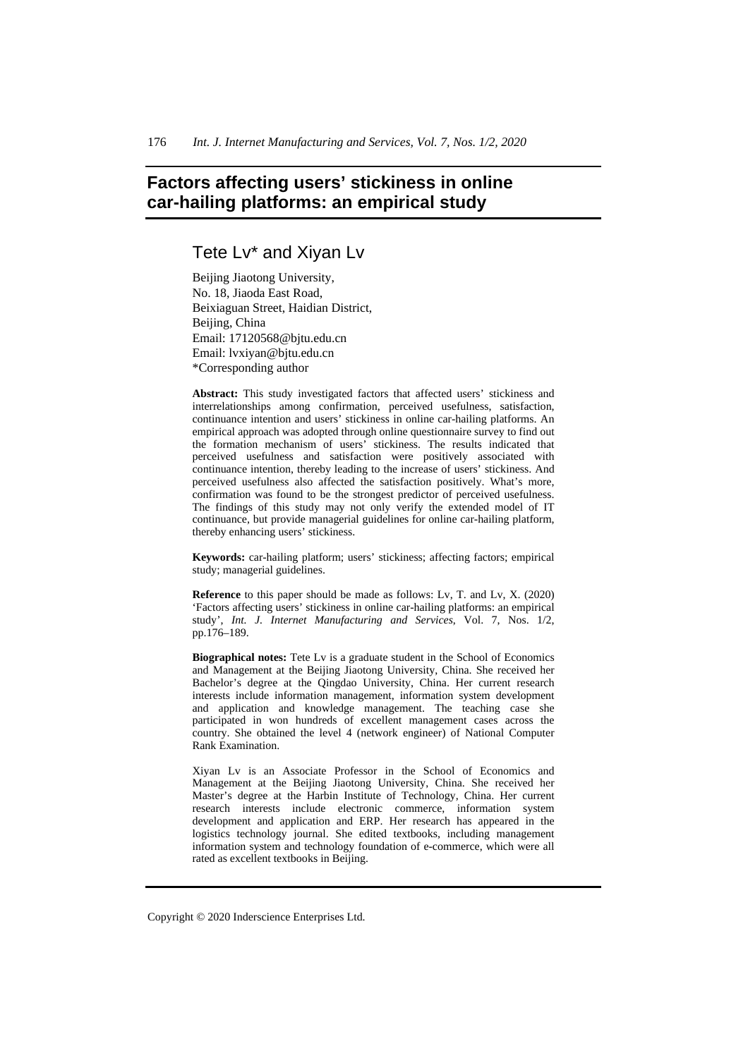# Factors affecting users' stickiness in online car-hailing platforms: an empirical study

## Tete Lv* and Xiyan Lv

Beijing Jiaotong University,
No. 18, Jiaoda East Road,
Beixiaguan Street, Haidian District,
Beijing, China
Email: 17120568@bjtu.edu.cn
Email: lvxiyan@bjtu.edu.cn
*Corresponding author

**Abstract:** This study investigated factors that affected users' stickiness and interrelationships among confirmation, perceived usefulness, satisfaction, continuance intention and users' stickiness in online car-hailing platforms. An empirical approach was adopted through online questionnaire survey to find out the formation mechanism of users' stickiness. The results indicated that perceived usefulness and satisfaction were positively associated with continuance intention, thereby leading to the increase of users' stickiness. And perceived usefulness also affected the satisfaction positively. What's more, confirmation was found to be the strongest predictor of perceived usefulness. The findings of this study may not only verify the extended model of IT continuance, but provide managerial guidelines for online car-hailing platform, thereby enhancing users' stickiness.

**Keywords:** car-hailing platform; users' stickiness; affecting factors; empirical study; managerial guidelines.

**Reference** to this paper should be made as follows: Lv, T. and Lv, X. (2020) 'Factors affecting users' stickiness in online car-hailing platforms: an empirical study', *Int. J. Internet Manufacturing and Services*, Vol. 7, Nos. 1/2, pp.176–189.

**Biographical notes:** Tete Lv is a graduate student in the School of Economics and Management at the Beijing Jiaotong University, China. She received her Bachelor's degree at the Qingdao University, China. Her current research interests include information management, information system development and application and knowledge management. The teaching case she participated in won hundreds of excellent management cases across the country. She obtained the level 4 (network engineer) of National Computer Rank Examination.

Xiyan Lv is an Associate Professor in the School of Economics and Management at the Beijing Jiaotong University, China. She received her Master's degree at the Harbin Institute of Technology, China. Her current research interests include electronic commerce, information system development and application and ERP. Her research has appeared in the logistics technology journal. She edited textbooks, including management information system and technology foundation of e-commerce, which were all rated as excellent textbooks in Beijing.

Copyright © 2020 Inderscience Enterprises Ltd.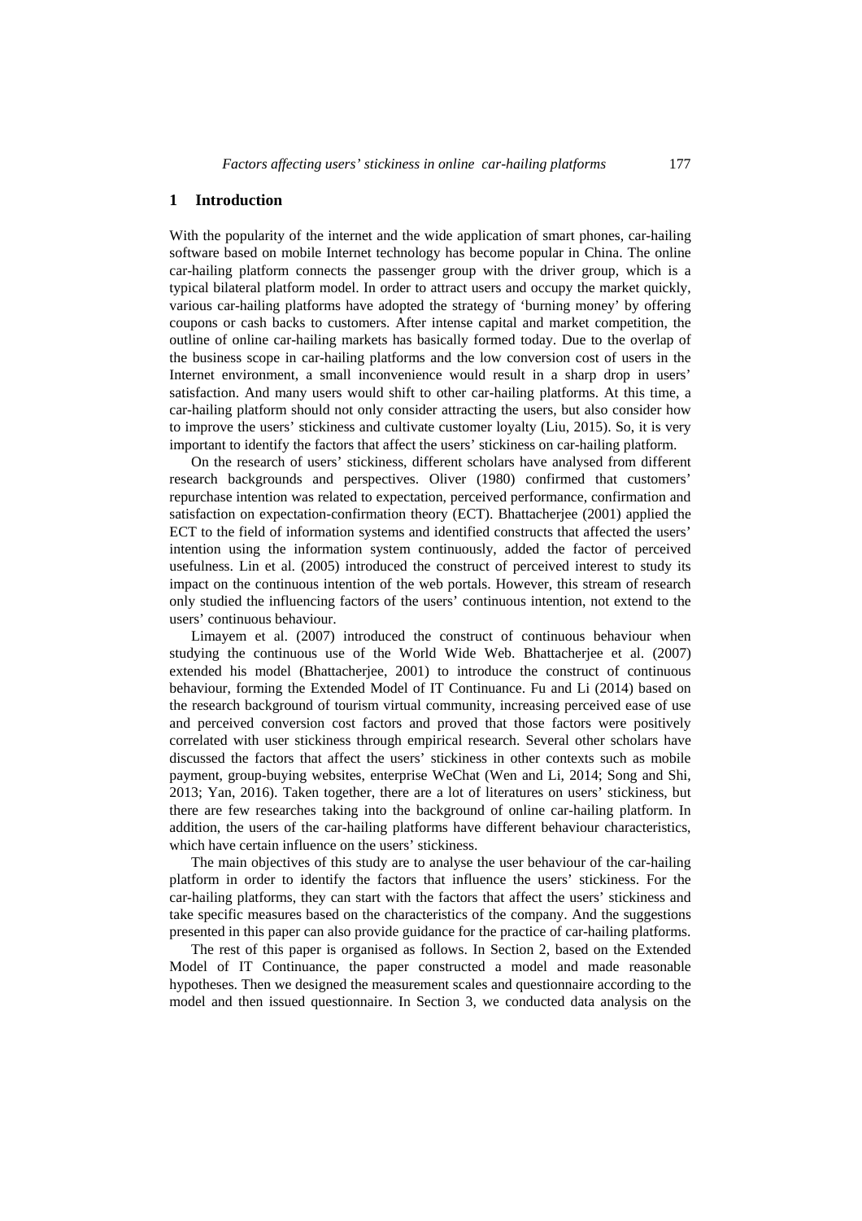## 1 Introduction

With the popularity of the internet and the wide application of smart phones, car-hailing software based on mobile Internet technology has become popular in China. The online car-hailing platform connects the passenger group with the driver group, which is a typical bilateral platform model. In order to attract users and occupy the market quickly, various car-hailing platforms have adopted the strategy of 'burning money' by offering coupons or cash backs to customers. After intense capital and market competition, the outline of online car-hailing markets has basically formed today. Due to the overlap of the business scope in car-hailing platforms and the low conversion cost of users in the Internet environment, a small inconvenience would result in a sharp drop in users' satisfaction. And many users would shift to other car-hailing platforms. At this time, a car-hailing platform should not only consider attracting the users, but also consider how to improve the users' stickiness and cultivate customer loyalty (Liu, 2015). So, it is very important to identify the factors that affect the users' stickiness on car-hailing platform.

On the research of users' stickiness, different scholars have analysed from different research backgrounds and perspectives. Oliver (1980) confirmed that customers' repurchase intention was related to expectation, perceived performance, confirmation and satisfaction on expectation-confirmation theory (ECT). Bhattacherjee (2001) applied the ECT to the field of information systems and identified constructs that affected the users' intention using the information system continuously, added the factor of perceived usefulness. Lin et al. (2005) introduced the construct of perceived interest to study its impact on the continuous intention of the web portals. However, this stream of research only studied the influencing factors of the users' continuous intention, not extend to the users' continuous behaviour.

Limayem et al. (2007) introduced the construct of continuous behaviour when studying the continuous use of the World Wide Web. Bhattacherjee et al. (2007) extended his model (Bhattacherjee, 2001) to introduce the construct of continuous behaviour, forming the Extended Model of IT Continuance. Fu and Li (2014) based on the research background of tourism virtual community, increasing perceived ease of use and perceived conversion cost factors and proved that those factors were positively correlated with user stickiness through empirical research. Several other scholars have discussed the factors that affect the users' stickiness in other contexts such as mobile payment, group-buying websites, enterprise WeChat (Wen and Li, 2014; Song and Shi, 2013; Yan, 2016). Taken together, there are a lot of literatures on users' stickiness, but there are few researches taking into the background of online car-hailing platform. In addition, the users of the car-hailing platforms have different behaviour characteristics, which have certain influence on the users' stickiness.

The main objectives of this study are to analyse the user behaviour of the car-hailing platform in order to identify the factors that influence the users' stickiness. For the car-hailing platforms, they can start with the factors that affect the users' stickiness and take specific measures based on the characteristics of the company. And the suggestions presented in this paper can also provide guidance for the practice of car-hailing platforms.

The rest of this paper is organised as follows. In Section 2, based on the Extended Model of IT Continuance, the paper constructed a model and made reasonable hypotheses. Then we designed the measurement scales and questionnaire according to the model and then issued questionnaire. In Section 3, we conducted data analysis on the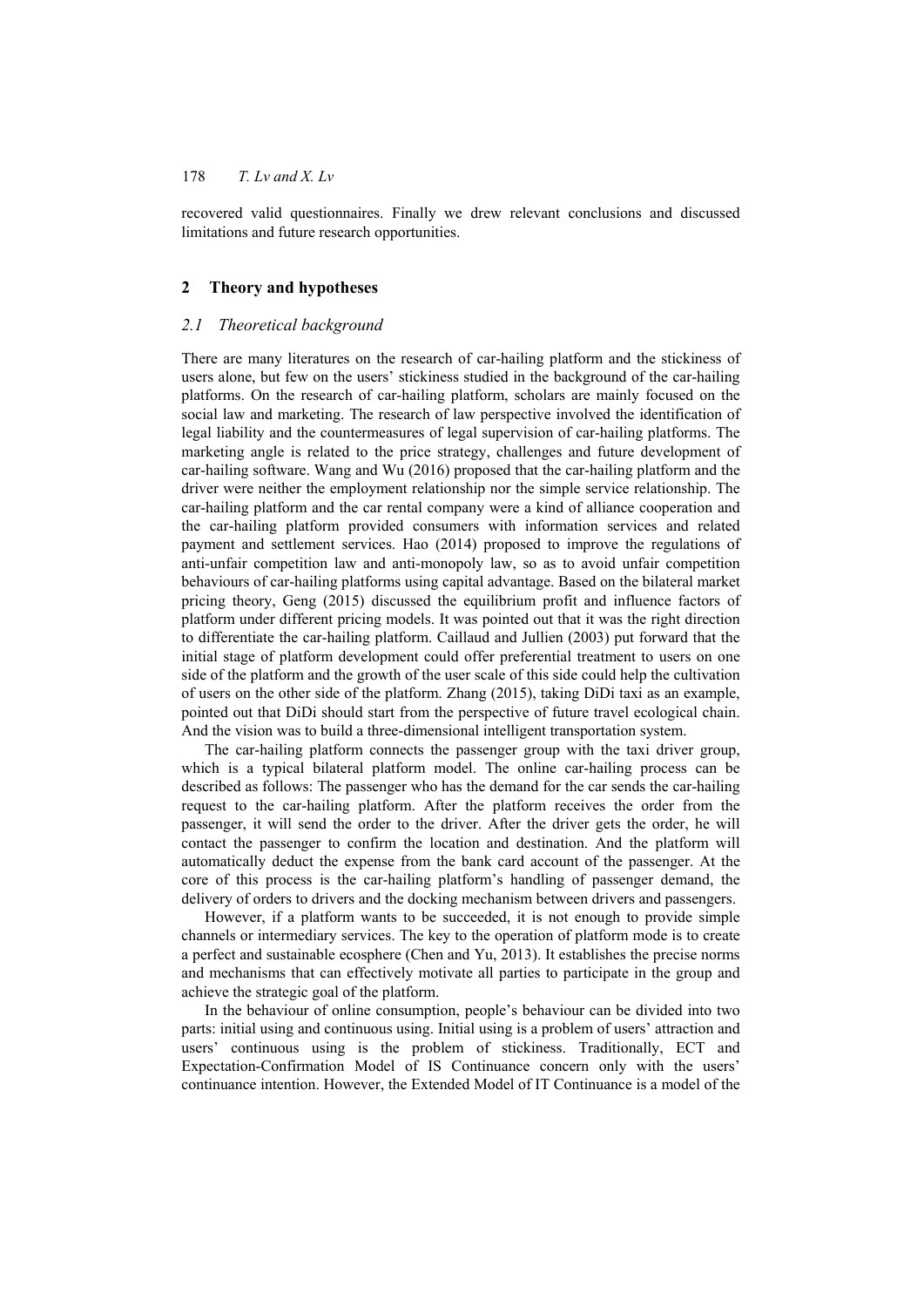recovered valid questionnaires. Finally we drew relevant conclusions and discussed limitations and future research opportunities.

## 2 Theory and hypotheses

### *2.1 Theoretical background*

There are many literatures on the research of car-hailing platform and the stickiness of users alone, but few on the users' stickiness studied in the background of the car-hailing platforms. On the research of car-hailing platform, scholars are mainly focused on the social law and marketing. The research of law perspective involved the identification of legal liability and the countermeasures of legal supervision of car-hailing platforms. The marketing angle is related to the price strategy, challenges and future development of car-hailing software. Wang and Wu (2016) proposed that the car-hailing platform and the driver were neither the employment relationship nor the simple service relationship. The car-hailing platform and the car rental company were a kind of alliance cooperation and the car-hailing platform provided consumers with information services and related payment and settlement services. Hao (2014) proposed to improve the regulations of anti-unfair competition law and anti-monopoly law, so as to avoid unfair competition behaviours of car-hailing platforms using capital advantage. Based on the bilateral market pricing theory, Geng (2015) discussed the equilibrium profit and influence factors of platform under different pricing models. It was pointed out that it was the right direction to differentiate the car-hailing platform. Caillaud and Jullien (2003) put forward that the initial stage of platform development could offer preferential treatment to users on one side of the platform and the growth of the user scale of this side could help the cultivation of users on the other side of the platform. Zhang (2015), taking DiDi taxi as an example, pointed out that DiDi should start from the perspective of future travel ecological chain. And the vision was to build a three-dimensional intelligent transportation system.

The car-hailing platform connects the passenger group with the taxi driver group, which is a typical bilateral platform model. The online car-hailing process can be described as follows: The passenger who has the demand for the car sends the car-hailing request to the car-hailing platform. After the platform receives the order from the passenger, it will send the order to the driver. After the driver gets the order, he will contact the passenger to confirm the location and destination. And the platform will automatically deduct the expense from the bank card account of the passenger. At the core of this process is the car-hailing platform's handling of passenger demand, the delivery of orders to drivers and the docking mechanism between drivers and passengers.

However, if a platform wants to be succeeded, it is not enough to provide simple channels or intermediary services. The key to the operation of platform mode is to create a perfect and sustainable ecosphere (Chen and Yu, 2013). It establishes the precise norms and mechanisms that can effectively motivate all parties to participate in the group and achieve the strategic goal of the platform.

In the behaviour of online consumption, people's behaviour can be divided into two parts: initial using and continuous using. Initial using is a problem of users' attraction and users' continuous using is the problem of stickiness. Traditionally, ECT and Expectation-Confirmation Model of IS Continuance concern only with the users' continuance intention. However, the Extended Model of IT Continuance is a model of the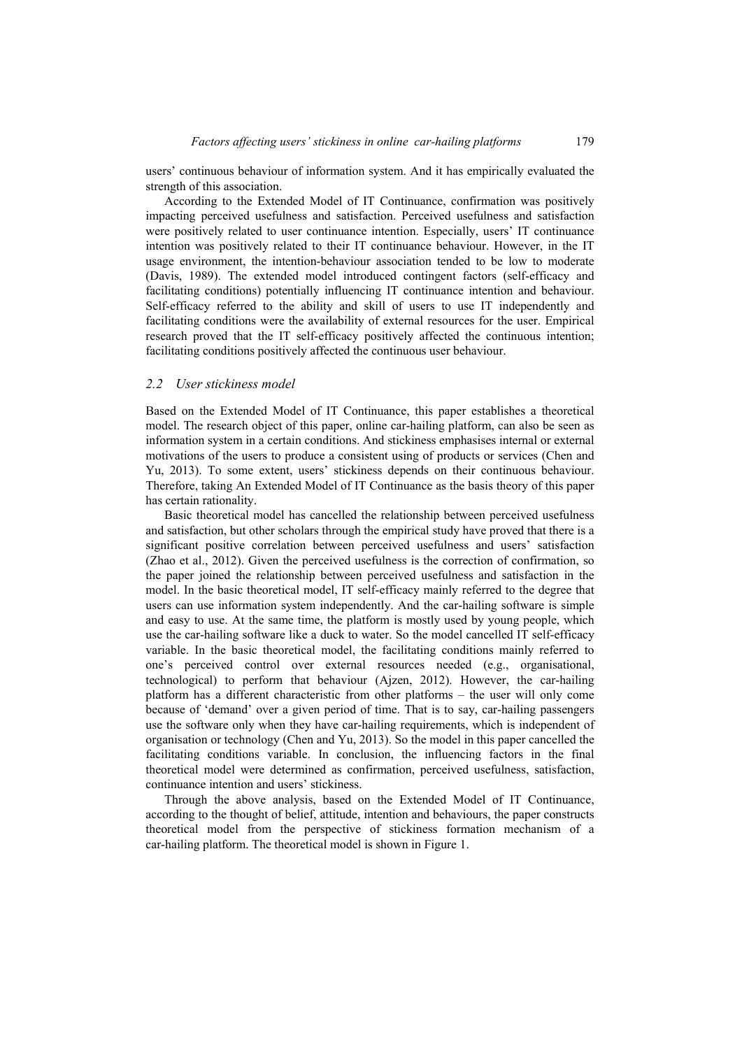users' continuous behaviour of information system. And it has empirically evaluated the strength of this association.

According to the Extended Model of IT Continuance, confirmation was positively impacting perceived usefulness and satisfaction. Perceived usefulness and satisfaction were positively related to user continuance intention. Especially, users' IT continuance intention was positively related to their IT continuance behaviour. However, in the IT usage environment, the intention-behaviour association tended to be low to moderate (Davis, 1989). The extended model introduced contingent factors (self-efficacy and facilitating conditions) potentially influencing IT continuance intention and behaviour. Self-efficacy referred to the ability and skill of users to use IT independently and facilitating conditions were the availability of external resources for the user. Empirical research proved that the IT self-efficacy positively affected the continuous intention; facilitating conditions positively affected the continuous user behaviour.

### *2.2 User stickiness model*

Based on the Extended Model of IT Continuance, this paper establishes a theoretical model. The research object of this paper, online car-hailing platform, can also be seen as information system in a certain conditions. And stickiness emphasises internal or external motivations of the users to produce a consistent using of products or services (Chen and Yu, 2013). To some extent, users' stickiness depends on their continuous behaviour. Therefore, taking An Extended Model of IT Continuance as the basis theory of this paper has certain rationality.

Basic theoretical model has cancelled the relationship between perceived usefulness and satisfaction, but other scholars through the empirical study have proved that there is a significant positive correlation between perceived usefulness and users' satisfaction (Zhao et al., 2012). Given the perceived usefulness is the correction of confirmation, so the paper joined the relationship between perceived usefulness and satisfaction in the model. In the basic theoretical model, IT self-efficacy mainly referred to the degree that users can use information system independently. And the car-hailing software is simple and easy to use. At the same time, the platform is mostly used by young people, which use the car-hailing software like a duck to water. So the model cancelled IT self-efficacy variable. In the basic theoretical model, the facilitating conditions mainly referred to one's perceived control over external resources needed (e.g., organisational, technological) to perform that behaviour (Ajzen, 2012). However, the car-hailing platform has a different characteristic from other platforms – the user will only come because of 'demand' over a given period of time. That is to say, car-hailing passengers use the software only when they have car-hailing requirements, which is independent of organisation or technology (Chen and Yu, 2013). So the model in this paper cancelled the facilitating conditions variable. In conclusion, the influencing factors in the final theoretical model were determined as confirmation, perceived usefulness, satisfaction, continuance intention and users' stickiness.

Through the above analysis, based on the Extended Model of IT Continuance, according to the thought of belief, attitude, intention and behaviours, the paper constructs theoretical model from the perspective of stickiness formation mechanism of a car-hailing platform. The theoretical model is shown in Figure 1.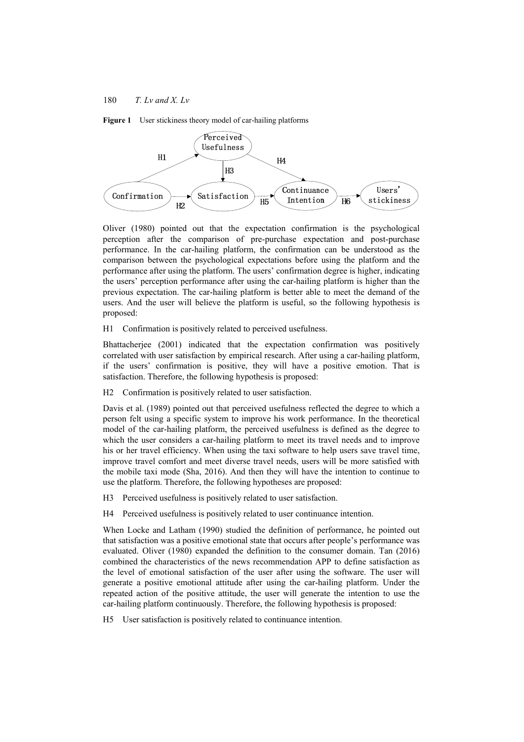**Figure 1** User stickiness theory model of car-hailing platforms

Oliver (1980) pointed out that the expectation confirmation is the psychological perception after the comparison of pre-purchase expectation and post-purchase performance. In the car-hailing platform, the confirmation can be understood as the comparison between the psychological expectations before using the platform and the performance after using the platform. The users' confirmation degree is higher, indicating the users' perception performance after using the car-hailing platform is higher than the previous expectation. The car-hailing platform is better able to meet the demand of the users. And the user will believe the platform is useful, so the following hypothesis is proposed:

H1 Confirmation is positively related to perceived usefulness.

Bhattacherjee (2001) indicated that the expectation confirmation was positively correlated with user satisfaction by empirical research. After using a car-hailing platform, if the users' confirmation is positive, they will have a positive emotion. That is satisfaction. Therefore, the following hypothesis is proposed:

H2 Confirmation is positively related to user satisfaction.

Davis et al. (1989) pointed out that perceived usefulness reflected the degree to which a person felt using a specific system to improve his work performance. In the theoretical model of the car-hailing platform, the perceived usefulness is defined as the degree to which the user considers a car-hailing platform to meet its travel needs and to improve his or her travel efficiency. When using the taxi software to help users save travel time, improve travel comfort and meet diverse travel needs, users will be more satisfied with the mobile taxi mode (Sha, 2016). And then they will have the intention to continue to use the platform. Therefore, the following hypotheses are proposed:

H3 Perceived usefulness is positively related to user satisfaction.

H4 Perceived usefulness is positively related to user continuance intention.

When Locke and Latham (1990) studied the definition of performance, he pointed out that satisfaction was a positive emotional state that occurs after people's performance was evaluated. Oliver (1980) expanded the definition to the consumer domain. Tan (2016) combined the characteristics of the news recommendation APP to define satisfaction as the level of emotional satisfaction of the user after using the software. The user will generate a positive emotional attitude after using the car-hailing platform. Under the repeated action of the positive attitude, the user will generate the intention to use the car-hailing platform continuously. Therefore, the following hypothesis is proposed:

H5 User satisfaction is positively related to continuance intention.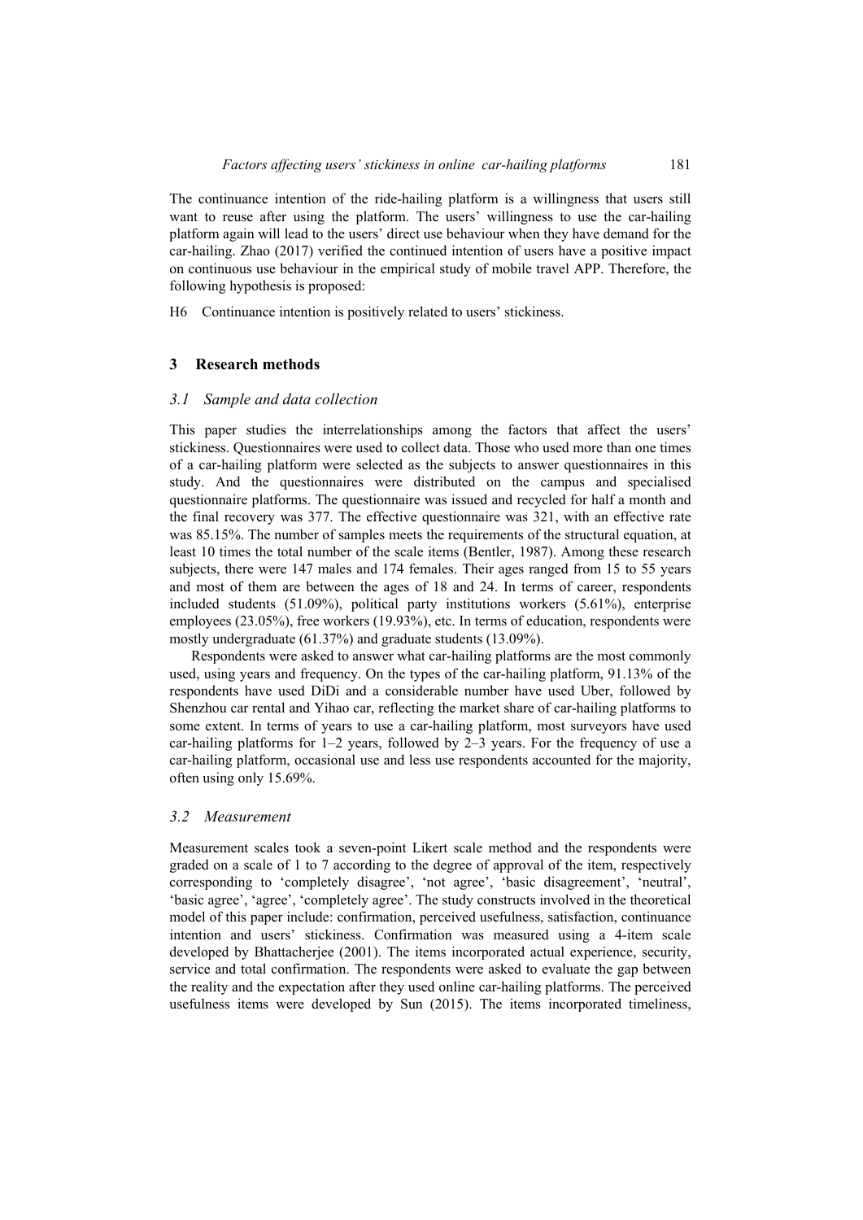The continuance intention of the ride-hailing platform is a willingness that users still want to reuse after using the platform. The users' willingness to use the car-hailing platform again will lead to the users' direct use behaviour when they have demand for the car-hailing. Zhao (2017) verified the continued intention of users have a positive impact on continuous use behaviour in the empirical study of mobile travel APP. Therefore, the following hypothesis is proposed:

H6 Continuance intention is positively related to users' stickiness.

## 3 Research methods

### 3.1 Sample and data collection

This paper studies the interrelationships among the factors that affect the users' stickiness. Questionnaires were used to collect data. Those who used more than one times of a car-hailing platform were selected as the subjects to answer questionnaires in this study. And the questionnaires were distributed on the campus and specialised questionnaire platforms. The questionnaire was issued and recycled for half a month and the final recovery was 377. The effective questionnaire was 321, with an effective rate was 85.15%. The number of samples meets the requirements of the structural equation, at least 10 times the total number of the scale items (Bentler, 1987). Among these research subjects, there were 147 males and 174 females. Their ages ranged from 15 to 55 years and most of them are between the ages of 18 and 24. In terms of career, respondents included students (51.09%), political party institutions workers (5.61%), enterprise employees (23.05%), free workers (19.93%), etc. In terms of education, respondents were mostly undergraduate (61.37%) and graduate students (13.09%).

Respondents were asked to answer what car-hailing platforms are the most commonly used, using years and frequency. On the types of the car-hailing platform, 91.13% of the respondents have used DiDi and a considerable number have used Uber, followed by Shenzhou car rental and Yihao car, reflecting the market share of car-hailing platforms to some extent. In terms of years to use a car-hailing platform, most surveyors have used car-hailing platforms for 1–2 years, followed by 2–3 years. For the frequency of use a car-hailing platform, occasional use and less use respondents accounted for the majority, often using only 15.69%.

### 3.2 Measurement

Measurement scales took a seven-point Likert scale method and the respondents were graded on a scale of 1 to 7 according to the degree of approval of the item, respectively corresponding to 'completely disagree', 'not agree', 'basic disagreement', 'neutral', 'basic agree', 'agree', 'completely agree'. The study constructs involved in the theoretical model of this paper include: confirmation, perceived usefulness, satisfaction, continuance intention and users' stickiness. Confirmation was measured using a 4-item scale developed by Bhattacherjee (2001). The items incorporated actual experience, security, service and total confirmation. The respondents were asked to evaluate the gap between the reality and the expectation after they used online car-hailing platforms. The perceived usefulness items were developed by Sun (2015). The items incorporated timeliness,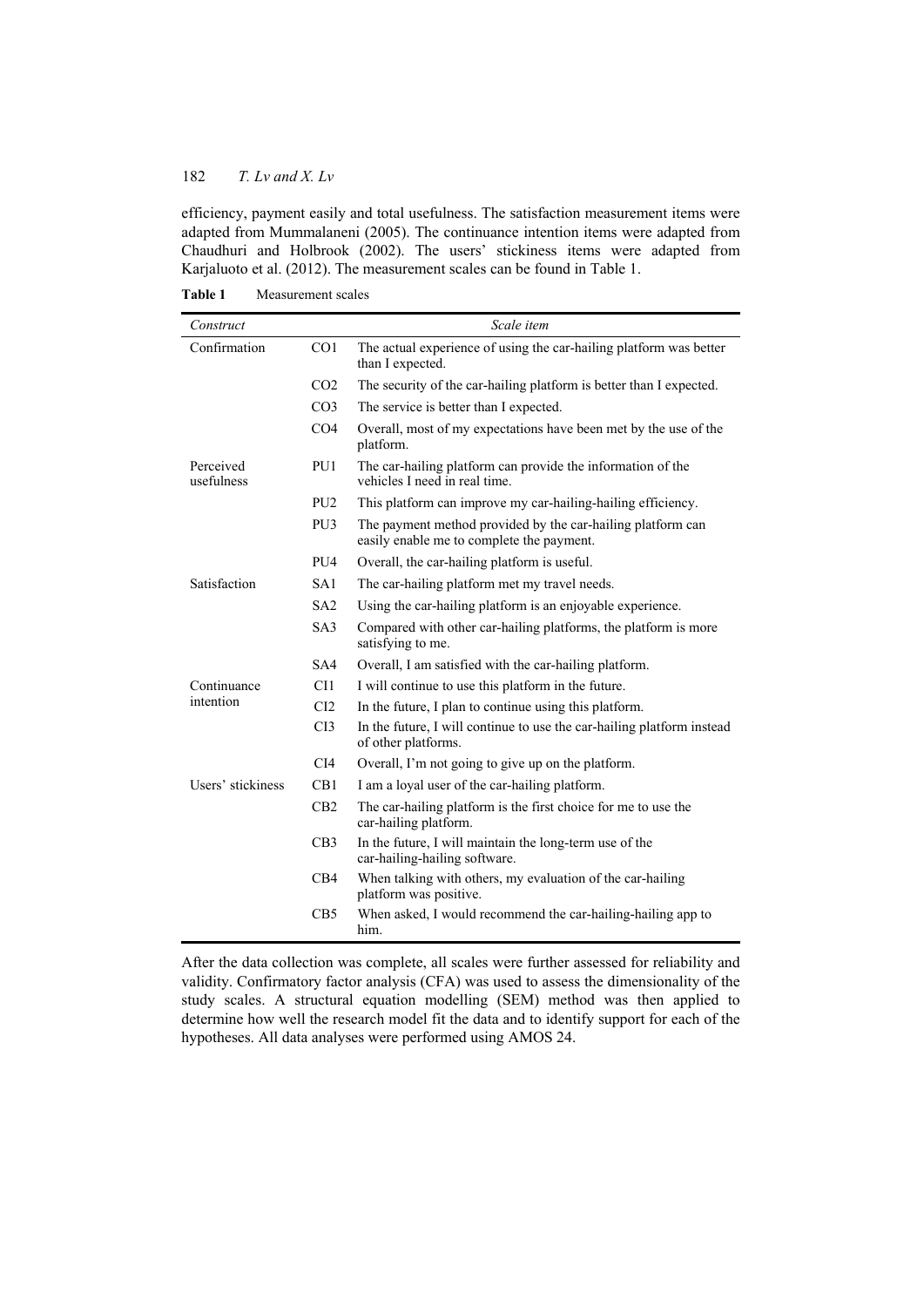efficiency, payment easily and total usefulness. The satisfaction measurement items were adapted from Mummalaneni (2005). The continuance intention items were adapted from Chaudhuri and Holbrook (2002). The users' stickiness items were adapted from Karjaluoto et al. (2012). The measurement scales can be found in Table 1.

**Table 1** Measurement scales

| *Construct* | | *Scale item* |
|---|---|---|
| Confirmation | CO1 | The actual experience of using the car-hailing platform was better than I expected. |
| | CO2 | The security of the car-hailing platform is better than I expected. |
| | CO3 | The service is better than I expected. |
| | CO4 | Overall, most of my expectations have been met by the use of the platform. |
| Perceived usefulness | PU1 | The car-hailing platform can provide the information of the vehicles I need in real time. |
| | PU2 | This platform can improve my car-hailing-hailing efficiency. |
| | PU3 | The payment method provided by the car-hailing platform can easily enable me to complete the payment. |
| | PU4 | Overall, the car-hailing platform is useful. |
| Satisfaction | SA1 | The car-hailing platform met my travel needs. |
| | SA2 | Using the car-hailing platform is an enjoyable experience. |
| | SA3 | Compared with other car-hailing platforms, the platform is more satisfying to me. |
| | SA4 | Overall, I am satisfied with the car-hailing platform. |
| Continuance intention | CI1 | I will continue to use this platform in the future. |
| | CI2 | In the future, I plan to continue using this platform. |
| | CI3 | In the future, I will continue to use the car-hailing platform instead of other platforms. |
| | CI4 | Overall, I'm not going to give up on the platform. |
| Users' stickiness | CB1 | I am a loyal user of the car-hailing platform. |
| | CB2 | The car-hailing platform is the first choice for me to use the car-hailing platform. |
| | CB3 | In the future, I will maintain the long-term use of the car-hailing-hailing software. |
| | CB4 | When talking with others, my evaluation of the car-hailing platform was positive. |
| | CB5 | When asked, I would recommend the car-hailing-hailing app to him. |

After the data collection was complete, all scales were further assessed for reliability and validity. Confirmatory factor analysis (CFA) was used to assess the dimensionality of the study scales. A structural equation modelling (SEM) method was then applied to determine how well the research model fit the data and to identify support for each of the hypotheses. All data analyses were performed using AMOS 24.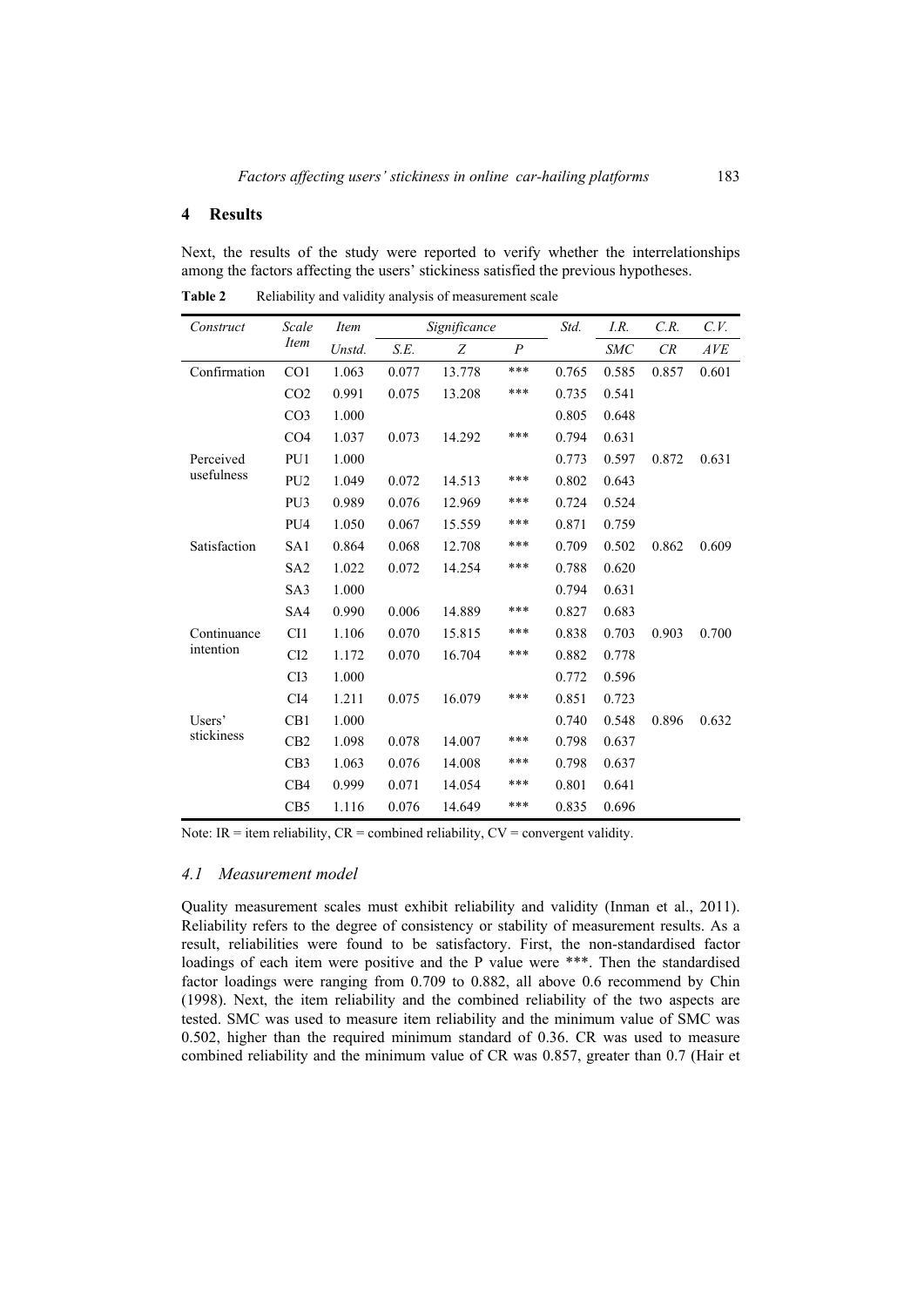## 4 Results

Next, the results of the study were reported to verify whether the interrelationships among the factors affecting the users' stickiness satisfied the previous hypotheses.

**Table 2** Reliability and validity analysis of measurement scale

| *Construct* | *Scale Item* | *Item* | *Significance* | | | *Std.* | *I.R.* | *C.R.* | *C.V.* |
|---|---|---|---|---|---|---|---|---|---|
| | | *Unstd.* | *S.E.* | *Z* | *P* | | *SMC* | *CR* | *AVE* |
| Confirmation | CO1 | 1.063 | 0.077 | 13.778 | *** | 0.765 | 0.585 | 0.857 | 0.601 |
| | CO2 | 0.991 | 0.075 | 13.208 | *** | 0.735 | 0.541 | | |
| | CO3 | 1.000 | | | | 0.805 | 0.648 | | |
| | CO4 | 1.037 | 0.073 | 14.292 | *** | 0.794 | 0.631 | | |
| Perceived usefulness | PU1 | 1.000 | | | | 0.773 | 0.597 | 0.872 | 0.631 |
| | PU2 | 1.049 | 0.072 | 14.513 | *** | 0.802 | 0.643 | | |
| | PU3 | 0.989 | 0.076 | 12.969 | *** | 0.724 | 0.524 | | |
| | PU4 | 1.050 | 0.067 | 15.559 | *** | 0.871 | 0.759 | | |
| Satisfaction | SA1 | 0.864 | 0.068 | 12.708 | *** | 0.709 | 0.502 | 0.862 | 0.609 |
| | SA2 | 1.022 | 0.072 | 14.254 | *** | 0.788 | 0.620 | | |
| | SA3 | 1.000 | | | | 0.794 | 0.631 | | |
| | SA4 | 0.990 | 0.006 | 14.889 | *** | 0.827 | 0.683 | | |
| Continuance intention | CI1 | 1.106 | 0.070 | 15.815 | *** | 0.838 | 0.703 | 0.903 | 0.700 |
| | CI2 | 1.172 | 0.070 | 16.704 | *** | 0.882 | 0.778 | | |
| | CI3 | 1.000 | | | | 0.772 | 0.596 | | |
| | CI4 | 1.211 | 0.075 | 16.079 | *** | 0.851 | 0.723 | | |
| Users' stickiness | CB1 | 1.000 | | | | 0.740 | 0.548 | 0.896 | 0.632 |
| | CB2 | 1.098 | 0.078 | 14.007 | *** | 0.798 | 0.637 | | |
| | CB3 | 1.063 | 0.076 | 14.008 | *** | 0.798 | 0.637 | | |
| | CB4 | 0.999 | 0.071 | 14.054 | *** | 0.801 | 0.641 | | |
| | CB5 | 1.116 | 0.076 | 14.649 | *** | 0.835 | 0.696 | | |

Note: IR = item reliability, CR = combined reliability, CV = convergent validity.

### *4.1 Measurement model*

Quality measurement scales must exhibit reliability and validity (Inman et al., 2011). Reliability refers to the degree of consistency or stability of measurement results. As a result, reliabilities were found to be satisfactory. First, the non-standardised factor loadings of each item were positive and the P value were ***. Then the standardised factor loadings were ranging from 0.709 to 0.882, all above 0.6 recommend by Chin (1998). Next, the item reliability and the combined reliability of the two aspects are tested. SMC was used to measure item reliability and the minimum value of SMC was 0.502, higher than the required minimum standard of 0.36. CR was used to measure combined reliability and the minimum value of CR was 0.857, greater than 0.7 (Hair et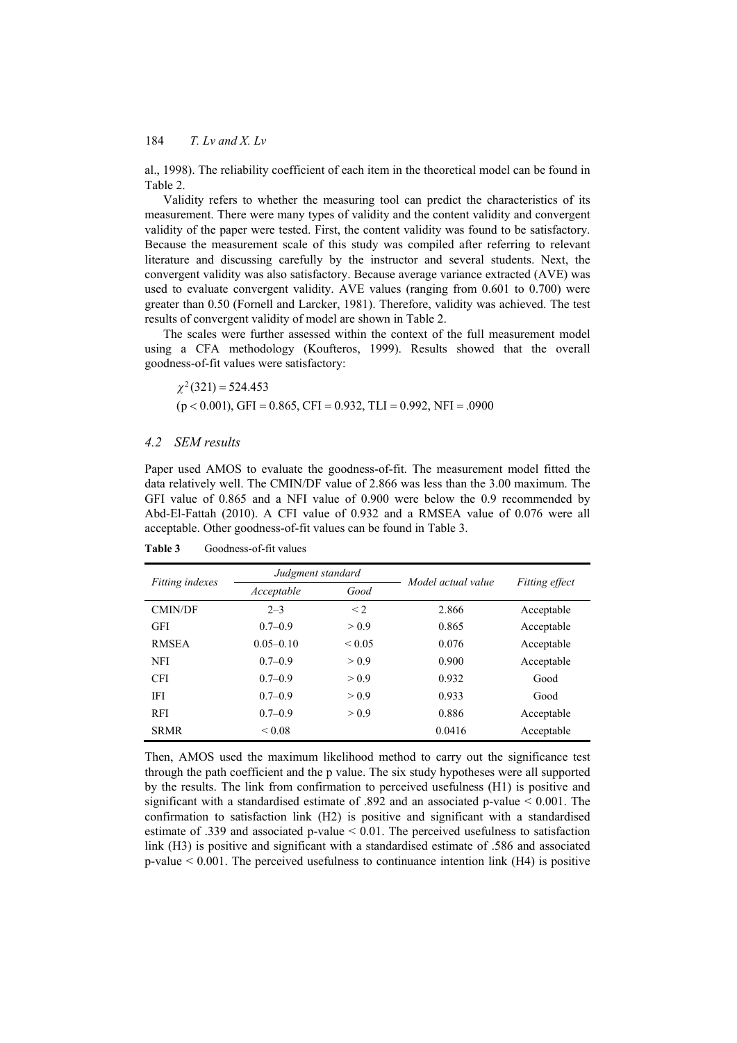al., 1998). The reliability coefficient of each item in the theoretical model can be found in Table 2.

Validity refers to whether the measuring tool can predict the characteristics of its measurement. There were many types of validity and the content validity and convergent validity of the paper were tested. First, the content validity was found to be satisfactory. Because the measurement scale of this study was compiled after referring to relevant literature and discussing carefully by the instructor and several students. Next, the convergent validity was also satisfactory. Because average variance extracted (AVE) was used to evaluate convergent validity. AVE values (ranging from 0.601 to 0.700) were greater than 0.50 (Fornell and Larcker, 1981). Therefore, validity was achieved. The test results of convergent validity of model are shown in Table 2.

The scales were further assessed within the context of the full measurement model using a CFA methodology (Koufteros, 1999). Results showed that the overall goodness-of-fit values were satisfactory:

$$\chi^2(321) = 524.453$$

($p < 0.001$), GFI = 0.865, CFI = 0.932, TLI = 0.992, NFI = .0900

### 4.2 SEM results

Paper used AMOS to evaluate the goodness-of-fit. The measurement model fitted the data relatively well. The CMIN/DF value of 2.866 was less than the 3.00 maximum. The GFI value of 0.865 and a NFI value of 0.900 were below the 0.9 recommended by Abd-El-Fattah (2010). A CFI value of 0.932 and a RMSEA value of 0.076 were all acceptable. Other goodness-of-fit values can be found in Table 3.

**Table 3** Goodness-of-fit values

| *Fitting indexes* | *Judgment standard* | | *Model actual value* | *Fitting effect* |
|---|---|---|---|---|
| | *Acceptable* | *Good* | | |
| CMIN/DF | 2–3 | < 2 | 2.866 | Acceptable |
| GFI | 0.7–0.9 | > 0.9 | 0.865 | Acceptable |
| RMSEA | 0.05–0.10 | < 0.05 | 0.076 | Acceptable |
| NFI | 0.7–0.9 | > 0.9 | 0.900 | Acceptable |
| CFI | 0.7–0.9 | > 0.9 | 0.932 | Good |
| IFI | 0.7–0.9 | > 0.9 | 0.933 | Good |
| RFI | 0.7–0.9 | > 0.9 | 0.886 | Acceptable |
| SRMR | < 0.08 | | 0.0416 | Acceptable |

Then, AMOS used the maximum likelihood method to carry out the significance test through the path coefficient and the p value. The six study hypotheses were all supported by the results. The link from confirmation to perceived usefulness (H1) is positive and significant with a standardised estimate of .892 and an associated p-value $< 0.001$. The confirmation to satisfaction link (H2) is positive and significant with a standardised estimate of .339 and associated p-value $< 0.01$. The perceived usefulness to satisfaction link (H3) is positive and significant with a standardised estimate of .586 and associated p-value $< 0.001$. The perceived usefulness to continuance intention link (H4) is positive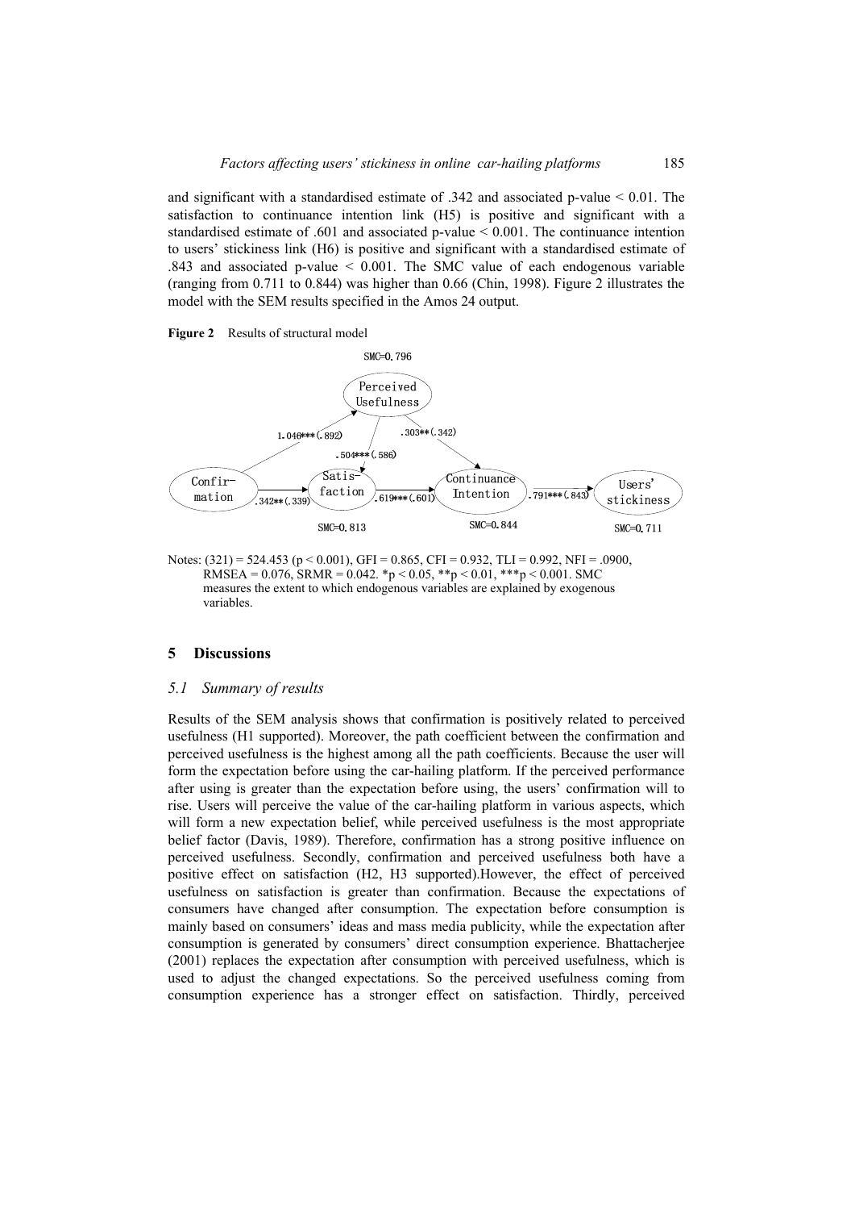and significant with a standardised estimate of .342 and associated p-value < 0.01. The satisfaction to continuance intention link (H5) is positive and significant with a standardised estimate of .601 and associated p-value < 0.001. The continuance intention to users' stickiness link (H6) is positive and significant with a standardised estimate of .843 and associated p-value < 0.001. The SMC value of each endogenous variable (ranging from 0.711 to 0.844) was higher than 0.66 (Chin, 1998). Figure 2 illustrates the model with the SEM results specified in the Amos 24 output.

**Figure 2** Results of structural model

Notes: (321) = 524.453 (p < 0.001), GFI = 0.865, CFI = 0.932, TLI = 0.992, NFI = .0900, RMSEA = 0.076, SRMR = 0.042. *p < 0.05, **p < 0.01, ***p < 0.001. SMC measures the extent to which endogenous variables are explained by exogenous variables.

## 5 Discussions

### *5.1 Summary of results*

Results of the SEM analysis shows that confirmation is positively related to perceived usefulness (H1 supported). Moreover, the path coefficient between the confirmation and perceived usefulness is the highest among all the path coefficients. Because the user will form the expectation before using the car-hailing platform. If the perceived performance after using is greater than the expectation before using, the users' confirmation will to rise. Users will perceive the value of the car-hailing platform in various aspects, which will form a new expectation belief, while perceived usefulness is the most appropriate belief factor (Davis, 1989). Therefore, confirmation has a strong positive influence on perceived usefulness. Secondly, confirmation and perceived usefulness both have a positive effect on satisfaction (H2, H3 supported).However, the effect of perceived usefulness on satisfaction is greater than confirmation. Because the expectations of consumers have changed after consumption. The expectation before consumption is mainly based on consumers' ideas and mass media publicity, while the expectation after consumption is generated by consumers' direct consumption experience. Bhattacherjee (2001) replaces the expectation after consumption with perceived usefulness, which is used to adjust the changed expectations. So the perceived usefulness coming from consumption experience has a stronger effect on satisfaction. Thirdly, perceived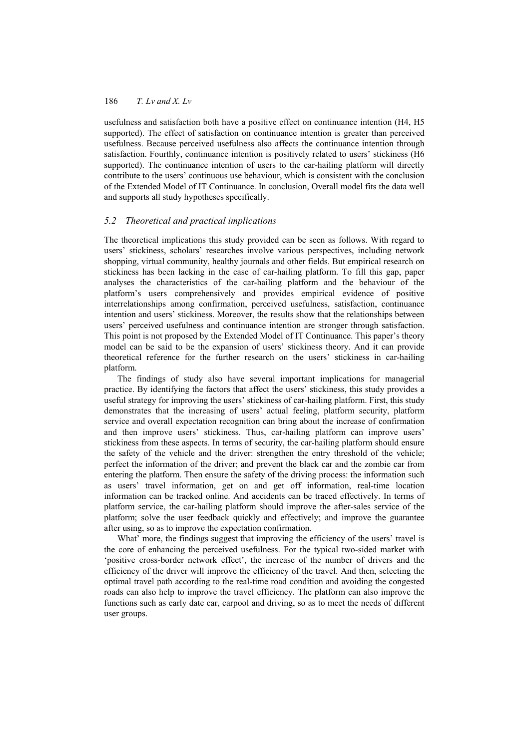usefulness and satisfaction both have a positive effect on continuance intention (H4, H5 supported). The effect of satisfaction on continuance intention is greater than perceived usefulness. Because perceived usefulness also affects the continuance intention through satisfaction. Fourthly, continuance intention is positively related to users' stickiness (H6 supported). The continuance intention of users to the car-hailing platform will directly contribute to the users' continuous use behaviour, which is consistent with the conclusion of the Extended Model of IT Continuance. In conclusion, Overall model fits the data well and supports all study hypotheses specifically.

### *5.2 Theoretical and practical implications*

The theoretical implications this study provided can be seen as follows. With regard to users' stickiness, scholars' researches involve various perspectives, including network shopping, virtual community, healthy journals and other fields. But empirical research on stickiness has been lacking in the case of car-hailing platform. To fill this gap, paper analyses the characteristics of the car-hailing platform and the behaviour of the platform's users comprehensively and provides empirical evidence of positive interrelationships among confirmation, perceived usefulness, satisfaction, continuance intention and users' stickiness. Moreover, the results show that the relationships between users' perceived usefulness and continuance intention are stronger through satisfaction. This point is not proposed by the Extended Model of IT Continuance. This paper's theory model can be said to be the expansion of users' stickiness theory. And it can provide theoretical reference for the further research on the users' stickiness in car-hailing platform.

The findings of study also have several important implications for managerial practice. By identifying the factors that affect the users' stickiness, this study provides a useful strategy for improving the users' stickiness of car-hailing platform. First, this study demonstrates that the increasing of users' actual feeling, platform security, platform service and overall expectation recognition can bring about the increase of confirmation and then improve users' stickiness. Thus, car-hailing platform can improve users' stickiness from these aspects. In terms of security, the car-hailing platform should ensure the safety of the vehicle and the driver: strengthen the entry threshold of the vehicle; perfect the information of the driver; and prevent the black car and the zombie car from entering the platform. Then ensure the safety of the driving process: the information such as users' travel information, get on and get off information, real-time location information can be tracked online. And accidents can be traced effectively. In terms of platform service, the car-hailing platform should improve the after-sales service of the platform; solve the user feedback quickly and effectively; and improve the guarantee after using, so as to improve the expectation confirmation.

What' more, the findings suggest that improving the efficiency of the users' travel is the core of enhancing the perceived usefulness. For the typical two-sided market with 'positive cross-border network effect', the increase of the number of drivers and the efficiency of the driver will improve the efficiency of the travel. And then, selecting the optimal travel path according to the real-time road condition and avoiding the congested roads can also help to improve the travel efficiency. The platform can also improve the functions such as early date car, carpool and driving, so as to meet the needs of different user groups.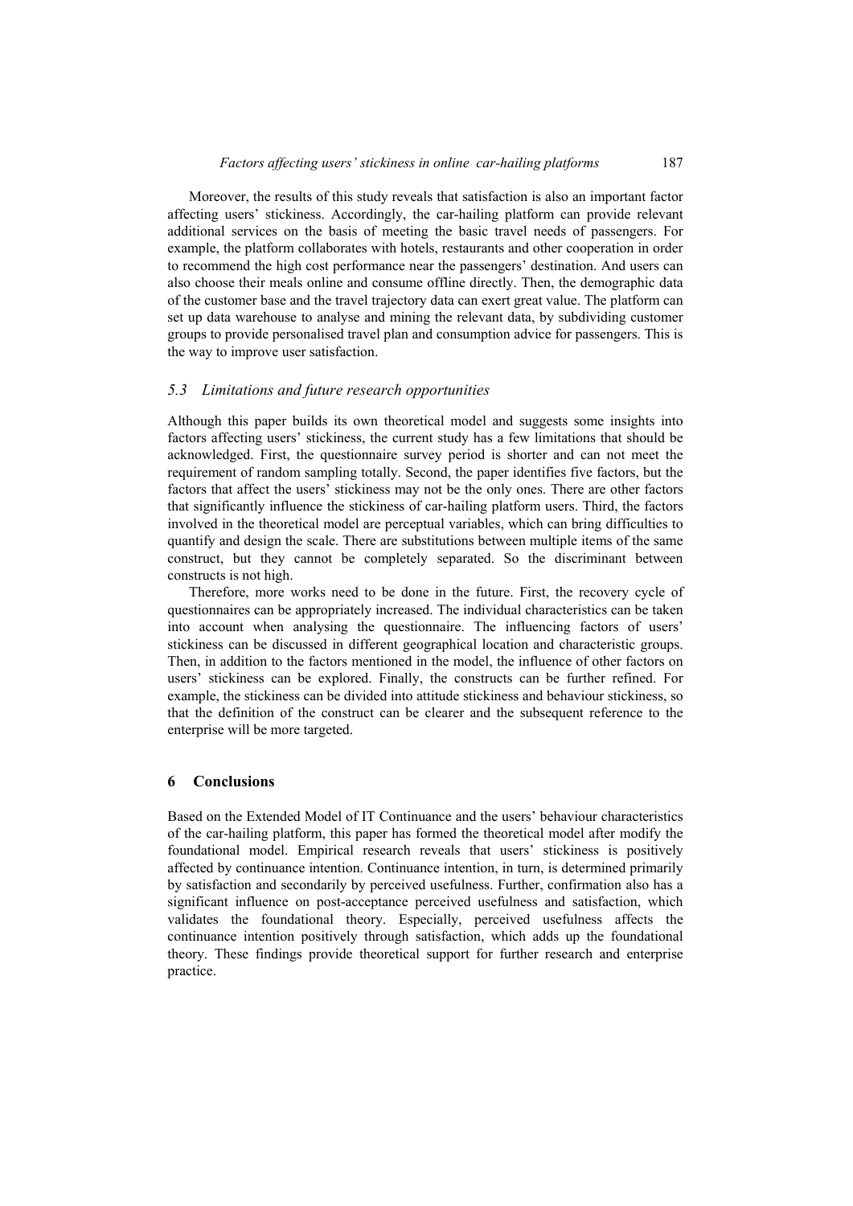Moreover, the results of this study reveals that satisfaction is also an important factor affecting users' stickiness. Accordingly, the car-hailing platform can provide relevant additional services on the basis of meeting the basic travel needs of passengers. For example, the platform collaborates with hotels, restaurants and other cooperation in order to recommend the high cost performance near the passengers' destination. And users can also choose their meals online and consume offline directly. Then, the demographic data of the customer base and the travel trajectory data can exert great value. The platform can set up data warehouse to analyse and mining the relevant data, by subdividing customer groups to provide personalised travel plan and consumption advice for passengers. This is the way to improve user satisfaction.

### *5.3 Limitations and future research opportunities*

Although this paper builds its own theoretical model and suggests some insights into factors affecting users' stickiness, the current study has a few limitations that should be acknowledged. First, the questionnaire survey period is shorter and can not meet the requirement of random sampling totally. Second, the paper identifies five factors, but the factors that affect the users' stickiness may not be the only ones. There are other factors that significantly influence the stickiness of car-hailing platform users. Third, the factors involved in the theoretical model are perceptual variables, which can bring difficulties to quantify and design the scale. There are substitutions between multiple items of the same construct, but they cannot be completely separated. So the discriminant between constructs is not high.

Therefore, more works need to be done in the future. First, the recovery cycle of questionnaires can be appropriately increased. The individual characteristics can be taken into account when analysing the questionnaire. The influencing factors of users' stickiness can be discussed in different geographical location and characteristic groups. Then, in addition to the factors mentioned in the model, the influence of other factors on users' stickiness can be explored. Finally, the constructs can be further refined. For example, the stickiness can be divided into attitude stickiness and behaviour stickiness, so that the definition of the construct can be clearer and the subsequent reference to the enterprise will be more targeted.

## 6 Conclusions

Based on the Extended Model of IT Continuance and the users' behaviour characteristics of the car-hailing platform, this paper has formed the theoretical model after modify the foundational model. Empirical research reveals that users' stickiness is positively affected by continuance intention. Continuance intention, in turn, is determined primarily by satisfaction and secondarily by perceived usefulness. Further, confirmation also has a significant influence on post-acceptance perceived usefulness and satisfaction, which validates the foundational theory. Especially, perceived usefulness affects the continuance intention positively through satisfaction, which adds up the foundational theory. These findings provide theoretical support for further research and enterprise practice.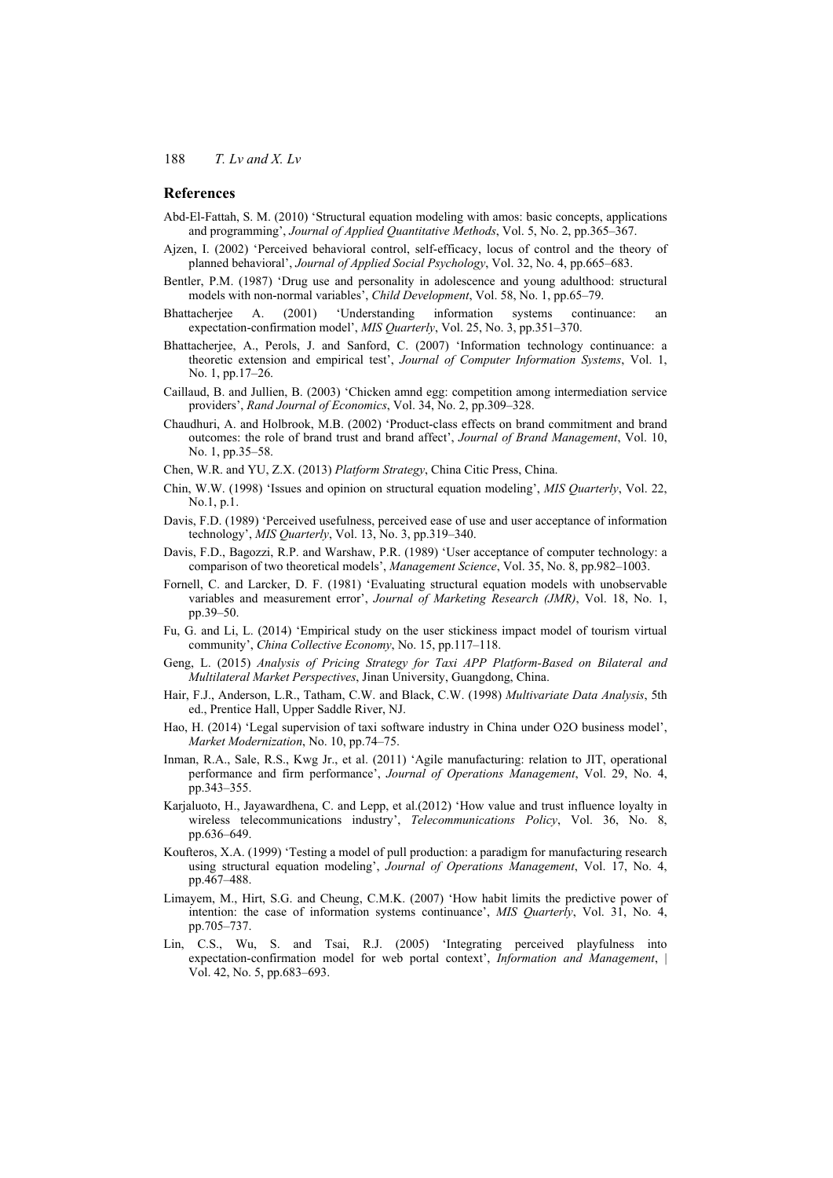## References

Abd-El-Fattah, S. M. (2010) 'Structural equation modeling with amos: basic concepts, applications and programming', *Journal of Applied Quantitative Methods*, Vol. 5, No. 2, pp.365–367.

Ajzen, I. (2002) 'Perceived behavioral control, self-efficacy, locus of control and the theory of planned behavioral', *Journal of Applied Social Psychology*, Vol. 32, No. 4, pp.665–683.

Bentler, P.M. (1987) 'Drug use and personality in adolescence and young adulthood: structural models with non-normal variables', *Child Development*, Vol. 58, No. 1, pp.65–79.

Bhattacherjee A. (2001) 'Understanding information systems continuance: an expectation-confirmation model', *MIS Quarterly*, Vol. 25, No. 3, pp.351–370.

Bhattacherjee, A., Perols, J. and Sanford, C. (2007) 'Information technology continuance: a theoretic extension and empirical test', *Journal of Computer Information Systems*, Vol. 1, No. 1, pp.17–26.

Caillaud, B. and Jullien, B. (2003) 'Chicken amnd egg: competition among intermediation service providers', *Rand Journal of Economics*, Vol. 34, No. 2, pp.309–328.

Chaudhuri, A. and Holbrook, M.B. (2002) 'Product-class effects on brand commitment and brand outcomes: the role of brand trust and brand affect', *Journal of Brand Management*, Vol. 10, No. 1, pp.35–58.

Chen, W.R. and YU, Z.X. (2013) *Platform Strategy*, China Citic Press, China.

Chin, W.W. (1998) 'Issues and opinion on structural equation modeling', *MIS Quarterly*, Vol. 22, No.1, p.1.

Davis, F.D. (1989) 'Perceived usefulness, perceived ease of use and user acceptance of information technology', *MIS Quarterly*, Vol. 13, No. 3, pp.319–340.

Davis, F.D., Bagozzi, R.P. and Warshaw, P.R. (1989) 'User acceptance of computer technology: a comparison of two theoretical models', *Management Science*, Vol. 35, No. 8, pp.982–1003.

Fornell, C. and Larcker, D. F. (1981) 'Evaluating structural equation models with unobservable variables and measurement error', *Journal of Marketing Research (JMR)*, Vol. 18, No. 1, pp.39–50.

Fu, G. and Li, L. (2014) 'Empirical study on the user stickiness impact model of tourism virtual community', *China Collective Economy*, No. 15, pp.117–118.

Geng, L. (2015) *Analysis of Pricing Strategy for Taxi APP Platform-Based on Bilateral and Multilateral Market Perspectives*, Jinan University, Guangdong, China.

Hair, F.J., Anderson, L.R., Tatham, C.W. and Black, C.W. (1998) *Multivariate Data Analysis*, 5th ed., Prentice Hall, Upper Saddle River, NJ.

Hao, H. (2014) 'Legal supervision of taxi software industry in China under O2O business model', *Market Modernization*, No. 10, pp.74–75.

Inman, R.A., Sale, R.S., Kwg Jr., et al. (2011) 'Agile manufacturing: relation to JIT, operational performance and firm performance', *Journal of Operations Management*, Vol. 29, No. 4, pp.343–355.

Karjaluoto, H., Jayawardhena, C. and Lepp, et al.(2012) 'How value and trust influence loyalty in wireless telecommunications industry', *Telecommunications Policy*, Vol. 36, No. 8, pp.636–649.

Koufteros, X.A. (1999) 'Testing a model of pull production: a paradigm for manufacturing research using structural equation modeling', *Journal of Operations Management*, Vol. 17, No. 4, pp.467–488.

Limayem, M., Hirt, S.G. and Cheung, C.M.K. (2007) 'How habit limits the predictive power of intention: the case of information systems continuance', *MIS Quarterly*, Vol. 31, No. 4, pp.705–737.

Lin, C.S., Wu, S. and Tsai, R.J. (2005) 'Integrating perceived playfulness into expectation-confirmation model for web portal context', *Information and Management*, Vol. 42, No. 5, pp.683–693.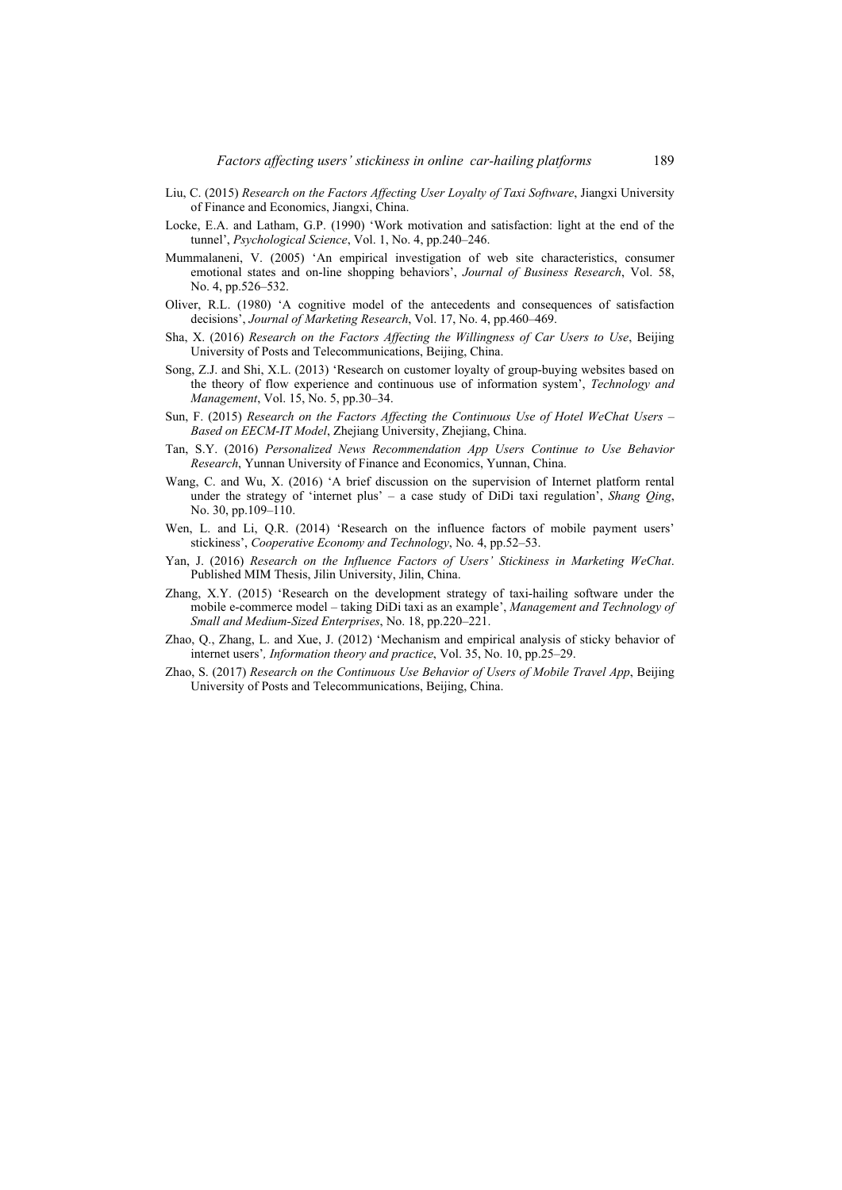Liu, C. (2015) *Research on the Factors Affecting User Loyalty of Taxi Software*, Jiangxi University of Finance and Economics, Jiangxi, China.

Locke, E.A. and Latham, G.P. (1990) 'Work motivation and satisfaction: light at the end of the tunnel', *Psychological Science*, Vol. 1, No. 4, pp.240–246.

Mummalaneni, V. (2005) 'An empirical investigation of web site characteristics, consumer emotional states and on-line shopping behaviors', *Journal of Business Research*, Vol. 58, No. 4, pp.526–532.

Oliver, R.L. (1980) 'A cognitive model of the antecedents and consequences of satisfaction decisions', *Journal of Marketing Research*, Vol. 17, No. 4, pp.460–469.

Sha, X. (2016) *Research on the Factors Affecting the Willingness of Car Users to Use*, Beijing University of Posts and Telecommunications, Beijing, China.

Song, Z.J. and Shi, X.L. (2013) 'Research on customer loyalty of group-buying websites based on the theory of flow experience and continuous use of information system', *Technology and Management*, Vol. 15, No. 5, pp.30–34.

Sun, F. (2015) *Research on the Factors Affecting the Continuous Use of Hotel WeChat Users – Based on EECM-IT Model*, Zhejiang University, Zhejiang, China.

Tan, S.Y. (2016) *Personalized News Recommendation App Users Continue to Use Behavior Research*, Yunnan University of Finance and Economics, Yunnan, China.

Wang, C. and Wu, X. (2016) 'A brief discussion on the supervision of Internet platform rental under the strategy of 'internet plus' – a case study of DiDi taxi regulation', *Shang Qing*, No. 30, pp.109–110.

Wen, L. and Li, Q.R. (2014) 'Research on the influence factors of mobile payment users' stickiness', *Cooperative Economy and Technology*, No. 4, pp.52–53.

Yan, J. (2016) *Research on the Influence Factors of Users' Stickiness in Marketing WeChat*. Published MIM Thesis, Jilin University, Jilin, China.

Zhang, X.Y. (2015) 'Research on the development strategy of taxi-hailing software under the mobile e-commerce model – taking DiDi taxi as an example', *Management and Technology of Small and Medium-Sized Enterprises*, No. 18, pp.220–221.

Zhao, Q., Zhang, L. and Xue, J. (2012) 'Mechanism and empirical analysis of sticky behavior of internet users', *Information theory and practice*, Vol. 35, No. 10, pp.25–29.

Zhao, S. (2017) *Research on the Continuous Use Behavior of Users of Mobile Travel App*, Beijing University of Posts and Telecommunications, Beijing, China.